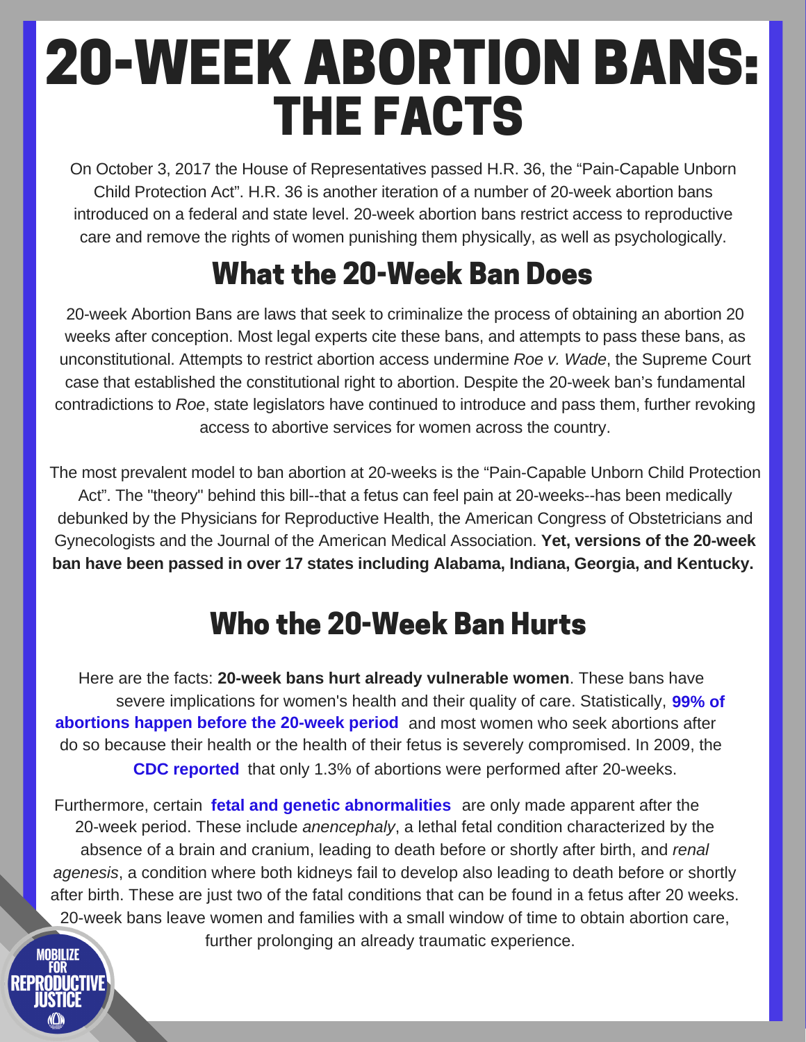# 20-WEEK ABORTION BANS: THE FACTS

On October 3, 2017 the House of Representatives passed H.R. 36, the "Pain-Capable Unborn Child Protection Act". H.R. 36 is another iteration of a number of 20-week abortion bans introduced on a federal and state level. 20-week abortion bans restrict access to reproductive care and remove the rights of women punishing them physically, as well as psychologically.

## What the 20-Week Ban Does

20-week Abortion Bans are laws that seek to criminalize the process of obtaining an abortion 20 weeks after conception. Most legal experts cite these bans, and attempts to pass these bans, as unconstitutional. Attempts to restrict abortion access undermine *Roe v. Wade*, the Supreme Court case that established the constitutional right to abortion. Despite the 20-week ban's fundamental contradictions to *Roe*, state legislators have continued to introduce and pass them, further revoking access to abortive services for women across the country.

The most prevalent model to ban abortion at 20-weeks is the "Pain-Capable Unborn Child Protection Act". The "theory" behind this bill--that a fetus can feel pain at 20-weeks--has been medically debunked by the Physicians for Reproductive Health, the American Congress of Obstetricians and Gynecologists and the Journal of the American Medical Association. **Yet, versions of the 20-week ban have been passed in over 17 states including Alabama, Indiana, Georgia, and Kentucky.**

## Who the 20-Week Ban Hurts

Here are the facts: **20-week bans hurt already vulnerable women**. These bans have severe implications for women's health and their quality of care. Statistically, **99% of abortions happen before the 20-week period** and most women who seek abortions after do so because their health or the health of their fetus is severely compromised. In 2009, the **CDC reported** that only 1.3% of abortions were performed after 20-weeks.

Furthermore, certain **fetal and genetic abnormalities** are only made apparent after the 20-week period. These include *anencephaly*, a lethal fetal condition characterized by the absence of a brain and cranium, leading to death before or shortly after birth, and *renal agenesis*, a condition where both kidneys fail to develop also leading to death before or shortly after birth. These are just two of the fatal conditions that can be found in a fetus after 20 weeks. 20-week bans leave women and families with a small window of time to obtain abortion care, further prolonging an already traumatic experience.

MOBILIZE FOR REPRODUCTIVE JUSTICE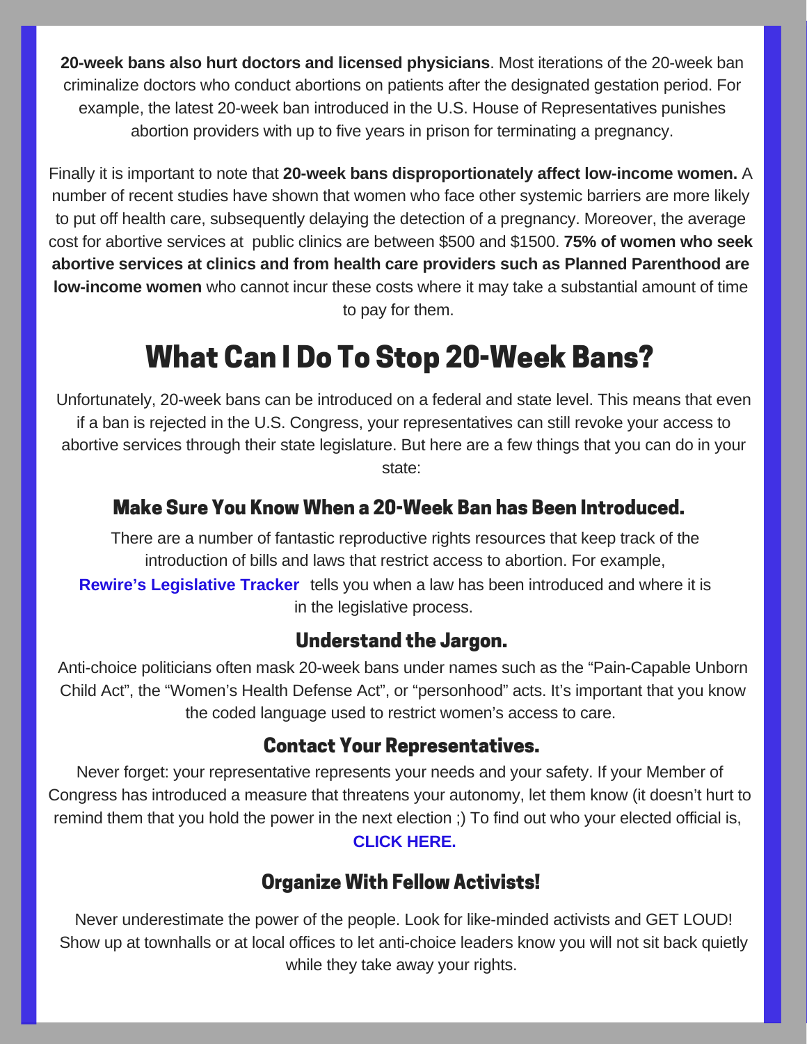**20-week bans also hurt doctors and licensed physicians**. Most iterations of the 20-week ban criminalize doctors who conduct abortions on patients after the designated gestation period. For example, the latest 20-week ban introduced in the U.S. House of Representatives punishes abortion providers with up to five years in prison for terminating a pregnancy.

Finally it is important to note that **20-week bans disproportionately affect low-income women.** A number of recent studies have shown that women who face other systemic barriers are more likely to put off health care, subsequently delaying the detection of a pregnancy. Moreover, the average cost for abortive services at public clinics are between $500 and $1500. **75% of women who seek abortive services at clinics and from health care providers such as Planned Parenthood are low-income women** who cannot incur these costs where it may take a substantial amount of time to pay for them.

# What Can I Do To Stop 20-Week Bans?

Unfortunately, 20-week bans can be introduced on a federal and state level. This means that even if a ban is rejected in the U.S. Congress, your representatives can still revoke your access to abortive services through their state legislature. But here are a few things that you can do in your state:

## Make Sure You Know When a 20-Week Ban has Been Introduced.

There are a number of fantastic reproductive rights resources that keep track of the introduction of bills and laws that restrict access to abortion. For example, **Rewire's Legislative Tracker** tells you when a law has been introduced and where it is in the legislative process.

## Understand the Jargon.

Anti-choice politicians often mask 20-week bans under names such as the "Pain-Capable Unborn Child Act", the "Women's Health Defense Act", or "personhood" acts. It's important that you know the coded language used to restrict women's access to care.

## Contact Your Representatives.

Never forget: your representative represents your needs and your safety. If your Member of Congress has introduced a measure that threatens your autonomy, let them know (it doesn't hurt to remind them that you hold the power in the next election ;) To find out who your elected official is, **CLICK HERE.**

## Organize With Fellow Activists!

Never underestimate the power of the people. Look for like-minded activists and GET LOUD! Show up at townhalls or at local offices to let anti-choice leaders know you will not sit back quietly while they take away your rights.